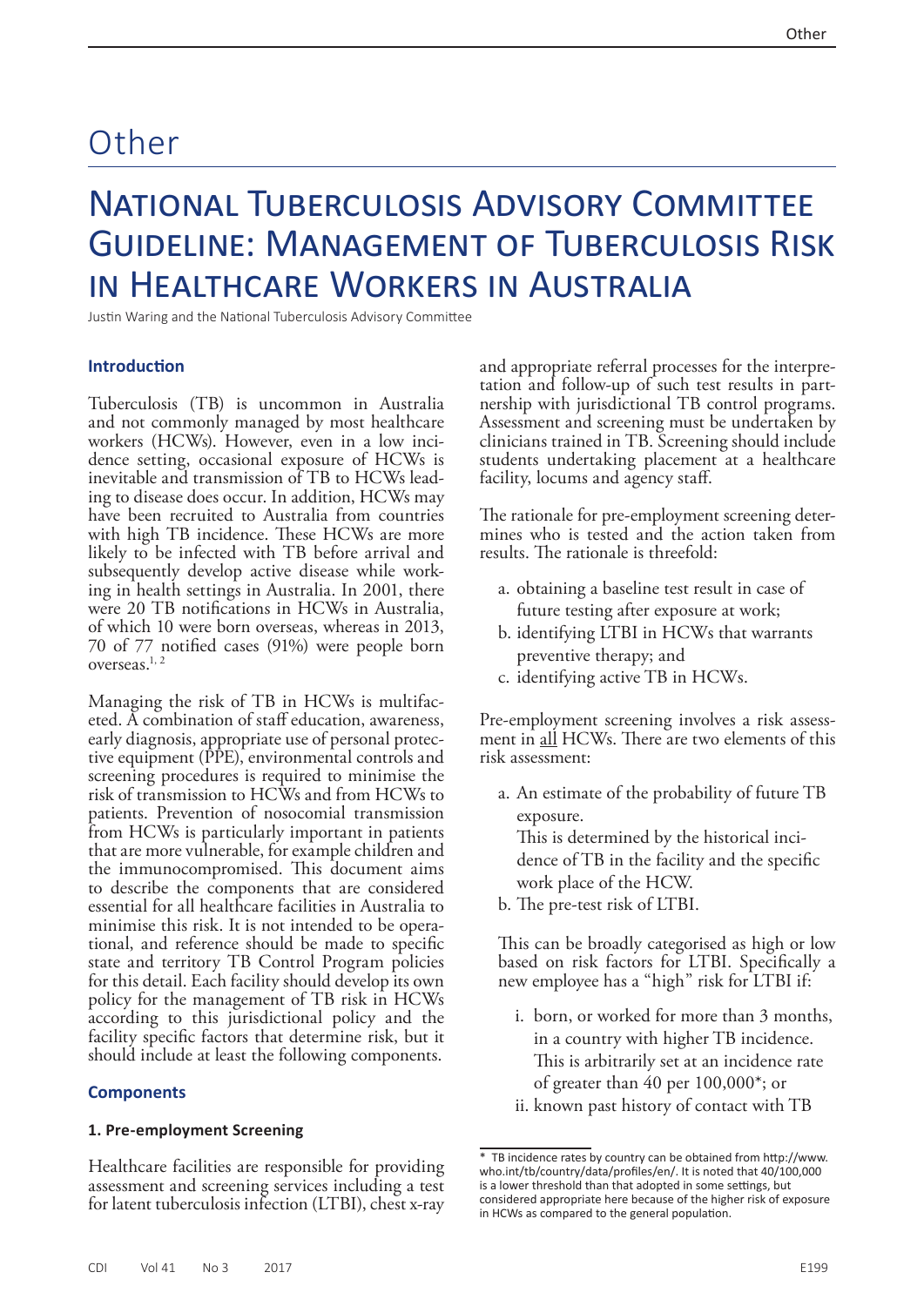# Other

# National Tuberculosis Advisory Committee Guideline: Management of Tuberculosis Risk in Healthcare Workers in Australia

Justin Waring and the National Tuberculosis Advisory Committee

## Introduction

Tuberculosis (TB) is uncommon in Australia and not commonly managed by most healthcare workers (HCWs). However, even in a low incidence setting, occasional exposure of HCWs is inevitable and transmission of TB to HCWs leading to disease does occur. In addition, HCWs may have been recruited to Australia from countries with high TB incidence. These HCWs are more likely to be infected with TB before arrival and subsequently develop active disease while working in health settings in Australia. In 2001, there were 20 TB notifications in HCWs in Australia, of which 10 were born overseas, whereas in 2013, 70 of 77 notified cases (91%) were people born overseas.[1, 2]

Managing the risk of TB in HCWs is multifaceted. A combination of staff education, awareness, early diagnosis, appropriate use of personal protective equipment (PPE), environmental controls and screening procedures is required to minimise the risk of transmission to HCWs and from HCWs to patients. Prevention of nosocomial transmission from HCWs is particularly important in patients that are more vulnerable, for example children and the immunocompromised. This document aims to describe the components that are considered essential for all healthcare facilities in Australia to minimise this risk. It is not intended to be operational, and reference should be made to specific state and territory TB Control Program policies for this detail. Each facility should develop its own policy for the management of TB risk in HCWs according to this jurisdictional policy and the facility specific factors that determine risk, but it should include at least the following components.

## Components

### 1. Pre-employment Screening

Healthcare facilities are responsible for providing assessment and screening services including a test for latent tuberculosis infection (LTBI), chest x-ray and appropriate referral processes for the interpretation and follow-up of such test results in partnership with jurisdictional TB control programs. Assessment and screening must be undertaken by clinicians trained in TB. Screening should include students undertaking placement at a healthcare facility, locums and agency staff.

The rationale for pre-employment screening determines who is tested and the action taken from results. The rationale is threefold:

a. obtaining a baseline test result in case of future testing after exposure at work;
b. identifying LTBI in HCWs that warrants preventive therapy; and
c. identifying active TB in HCWs.

Pre-employment screening involves a risk assessment in <u>all</u> HCWs. There are two elements of this risk assessment:

a. An estimate of the probability of future TB exposure.
   This is determined by the historical incidence of TB in the facility and the specific work place of the HCW.
b. The pre-test risk of LTBI.

This can be broadly categorised as high or low based on risk factors for LTBI. Specifically a new employee has a "high" risk for LTBI if:

i. born, or worked for more than 3 months, in a country with higher TB incidence. This is arbitrarily set at an incidence rate of greater than 40 per 100,000*; or
ii. known past history of contact with TB

\* TB incidence rates by country can be obtained from http://www.who.int/tb/country/data/profiles/en/. It is noted that 40/100,000 is a lower threshold than that adopted in some settings, but considered appropriate here because of the higher risk of exposure in HCWs as compared to the general population.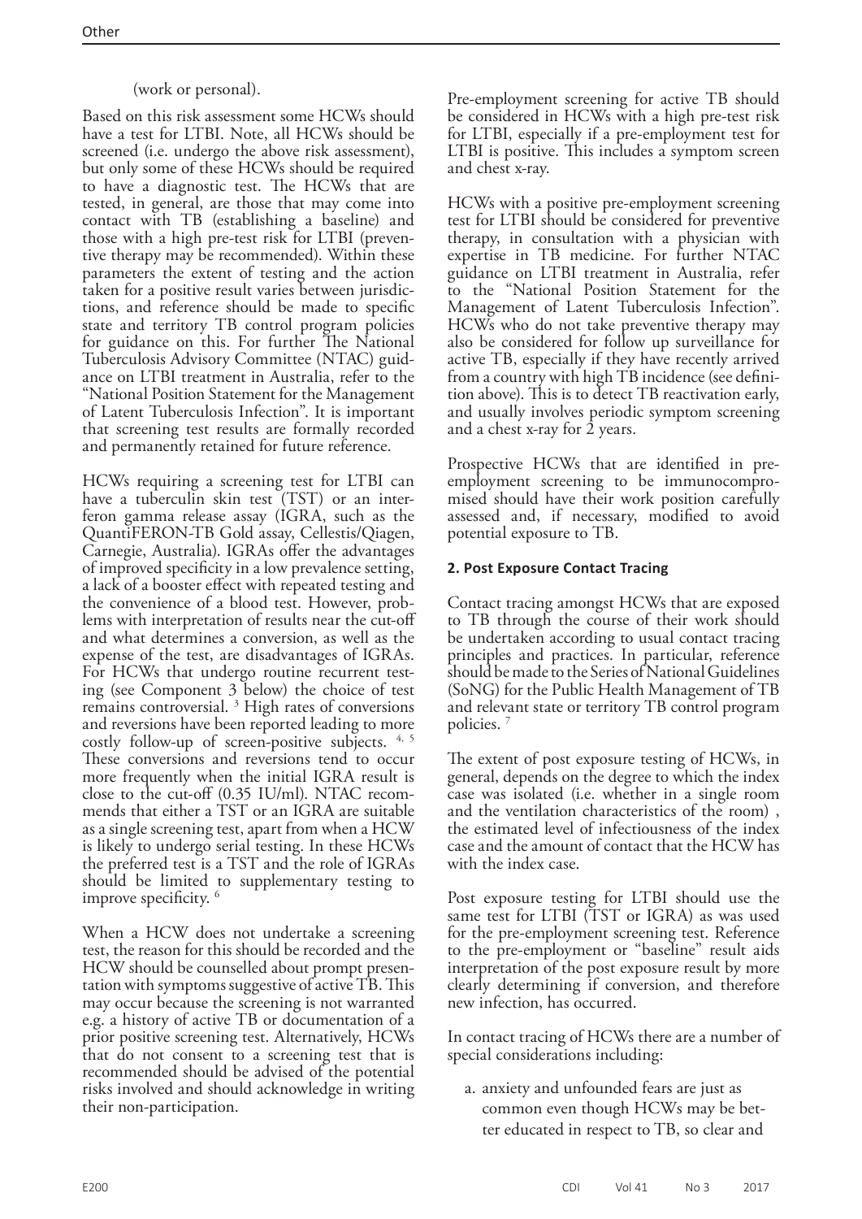(work or personal).

Based on this risk assessment some HCWs should have a test for LTBI. Note, all HCWs should be screened (i.e. undergo the above risk assessment), but only some of these HCWs should be required to have a diagnostic test. The HCWs that are tested, in general, are those that may come into contact with TB (establishing a baseline) and those with a high pre-test risk for LTBI (preventive therapy may be recommended). Within these parameters the extent of testing and the action taken for a positive result varies between jurisdictions, and reference should be made to specific state and territory TB control program policies for guidance on this. For further The National Tuberculosis Advisory Committee (NTAC) guidance on LTBI treatment in Australia, refer to the "National Position Statement for the Management of Latent Tuberculosis Infection". It is important that screening test results are formally recorded and permanently retained for future reference.

HCWs requiring a screening test for LTBI can have a tuberculin skin test (TST) or an interferon gamma release assay (IGRA, such as the QuantiFERON-TB Gold assay, Cellestis/Qiagen, Carnegie, Australia). IGRAs offer the advantages of improved specificity in a low prevalence setting, a lack of a booster effect with repeated testing and the convenience of a blood test. However, problems with interpretation of results near the cut-off and what determines a conversion, as well as the expense of the test, are disadvantages of IGRAs. For HCWs that undergo routine recurrent testing (see Component 3 below) the choice of test remains controversial. [3] High rates of conversions and reversions have been reported leading to more costly follow-up of screen-positive subjects. [4, 5] These conversions and reversions tend to occur more frequently when the initial IGRA result is close to the cut-off (0.35 IU/ml). NTAC recommends that either a TST or an IGRA are suitable as a single screening test, apart from when a HCW is likely to undergo serial testing. In these HCWs the preferred test is a TST and the role of IGRAs should be limited to supplementary testing to improve specificity. [6]

When a HCW does not undertake a screening test, the reason for this should be recorded and the HCW should be counselled about prompt presentation with symptoms suggestive of active TB. This may occur because the screening is not warranted e.g. a history of active TB or documentation of a prior positive screening test. Alternatively, HCWs that do not consent to a screening test that is recommended should be advised of the potential risks involved and should acknowledge in writing their non-participation.

Pre-employment screening for active TB should be considered in HCWs with a high pre-test risk for LTBI, especially if a pre-employment test for LTBI is positive. This includes a symptom screen and chest x-ray.

HCWs with a positive pre-employment screening test for LTBI should be considered for preventive therapy, in consultation with a physician with expertise in TB medicine. For further NTAC guidance on LTBI treatment in Australia, refer to the "National Position Statement for the Management of Latent Tuberculosis Infection". HCWs who do not take preventive therapy may also be considered for follow up surveillance for active TB, especially if they have recently arrived from a country with high TB incidence (see definition above). This is to detect TB reactivation early, and usually involves periodic symptom screening and a chest x-ray for 2 years.

Prospective HCWs that are identified in pre-employment screening to be immunocompromised should have their work position carefully assessed and, if necessary, modified to avoid potential exposure to TB.

## 2. Post Exposure Contact Tracing

Contact tracing amongst HCWs that are exposed to TB through the course of their work should be undertaken according to usual contact tracing principles and practices. In particular, reference should be made to the Series of National Guidelines (SoNG) for the Public Health Management of TB and relevant state or territory TB control program policies. [7]

The extent of post exposure testing of HCWs, in general, depends on the degree to which the index case was isolated (i.e. whether in a single room and the ventilation characteristics of the room) , the estimated level of infectiousness of the index case and the amount of contact that the HCW has with the index case.

Post exposure testing for LTBI should use the same test for LTBI (TST or IGRA) as was used for the pre-employment screening test. Reference to the pre-employment or "baseline" result aids interpretation of the post exposure result by more clearly determining if conversion, and therefore new infection, has occurred.

In contact tracing of HCWs there are a number of special considerations including:

a. anxiety and unfounded fears are just as common even though HCWs may be better educated in respect to TB, so clear and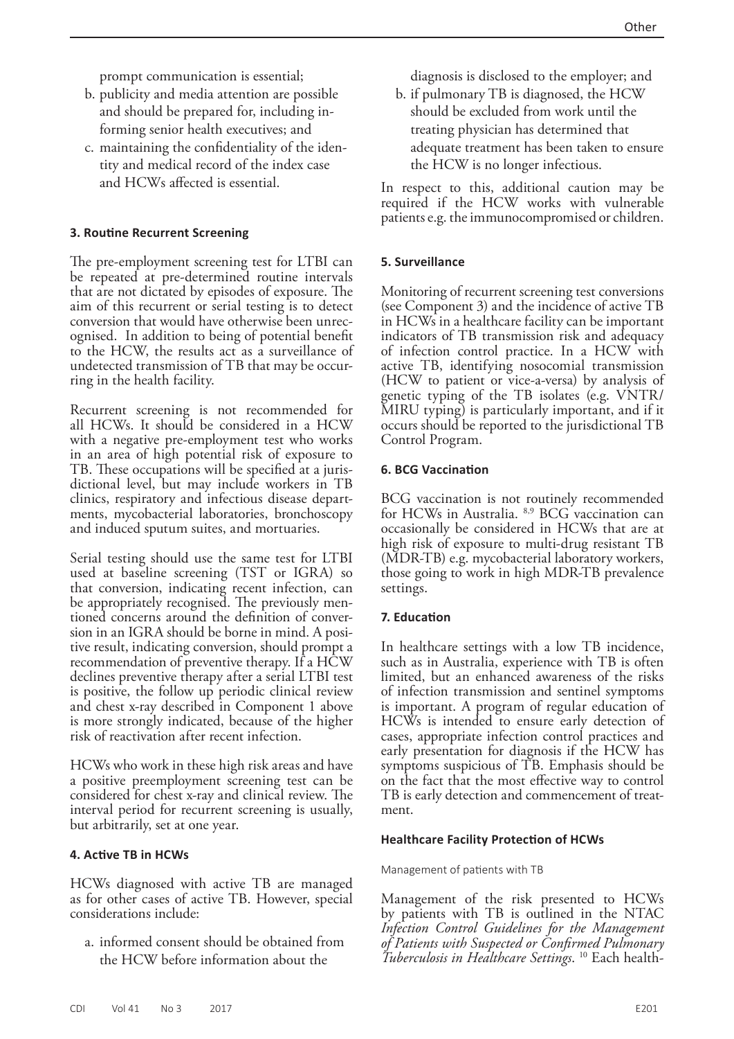prompt communication is essential;

b. publicity and media attention are possible and should be prepared for, including informing senior health executives; and
c. maintaining the confidentiality of the identity and medical record of the index case and HCWs affected is essential.

### 3. Routine Recurrent Screening

The pre-employment screening test for LTBI can be repeated at pre-determined routine intervals that are not dictated by episodes of exposure. The aim of this recurrent or serial testing is to detect conversion that would have otherwise been unrecognised. In addition to being of potential benefit to the HCW, the results act as a surveillance of undetected transmission of TB that may be occurring in the health facility.

Recurrent screening is not recommended for all HCWs. It should be considered in a HCW with a negative pre-employment test who works in an area of high potential risk of exposure to TB. These occupations will be specified at a jurisdictional level, but may include workers in TB clinics, respiratory and infectious disease departments, mycobacterial laboratories, bronchoscopy and induced sputum suites, and mortuaries.

Serial testing should use the same test for LTBI used at baseline screening (TST or IGRA) so that conversion, indicating recent infection, can be appropriately recognised. The previously mentioned concerns around the definition of conversion in an IGRA should be borne in mind. A positive result, indicating conversion, should prompt a recommendation of preventive therapy. If a HCW declines preventive therapy after a serial LTBI test is positive, the follow up periodic clinical review and chest x-ray described in Component 1 above is more strongly indicated, because of the higher risk of reactivation after recent infection.

HCWs who work in these high risk areas and have a positive preemployment screening test can be considered for chest x-ray and clinical review. The interval period for recurrent screening is usually, but arbitrarily, set at one year.

### 4. Active TB in HCWs

HCWs diagnosed with active TB are managed as for other cases of active TB. However, special considerations include:

a. informed consent should be obtained from the HCW before information about the diagnosis is disclosed to the employer; and
b. if pulmonary TB is diagnosed, the HCW should be excluded from work until the treating physician has determined that adequate treatment has been taken to ensure the HCW is no longer infectious.

In respect to this, additional caution may be required if the HCW works with vulnerable patients e.g. the immunocompromised or children.

### 5. Surveillance

Monitoring of recurrent screening test conversions (see Component 3) and the incidence of active TB in HCWs in a healthcare facility can be important indicators of TB transmission risk and adequacy of infection control practice. In a HCW with active TB, identifying nosocomial transmission (HCW to patient or vice-a-versa) by analysis of genetic typing of the TB isolates (e.g. VNTR/MIRU typing) is particularly important, and if it occurs should be reported to the jurisdictional TB Control Program.

### 6. BCG Vaccination

BCG vaccination is not routinely recommended for HCWs in Australia. [8,9] BCG vaccination can occasionally be considered in HCWs that are at high risk of exposure to multi-drug resistant TB (MDR-TB) e.g. mycobacterial laboratory workers, those going to work in high MDR-TB prevalence settings.

### 7. Education

In healthcare settings with a low TB incidence, such as in Australia, experience with TB is often limited, but an enhanced awareness of the risks of infection transmission and sentinel symptoms is important. A program of regular education of HCWs is intended to ensure early detection of cases, appropriate infection control practices and early presentation for diagnosis if the HCW has symptoms suspicious of TB. Emphasis should be on the fact that the most effective way to control TB is early detection and commencement of treatment.

### Healthcare Facility Protection of HCWs

#### Management of patients with TB

Management of the risk presented to HCWs by patients with TB is outlined in the NTAC *Infection Control Guidelines for the Management of Patients with Suspected or Confirmed Pulmonary Tuberculosis in Healthcare Settings*. [10] Each health-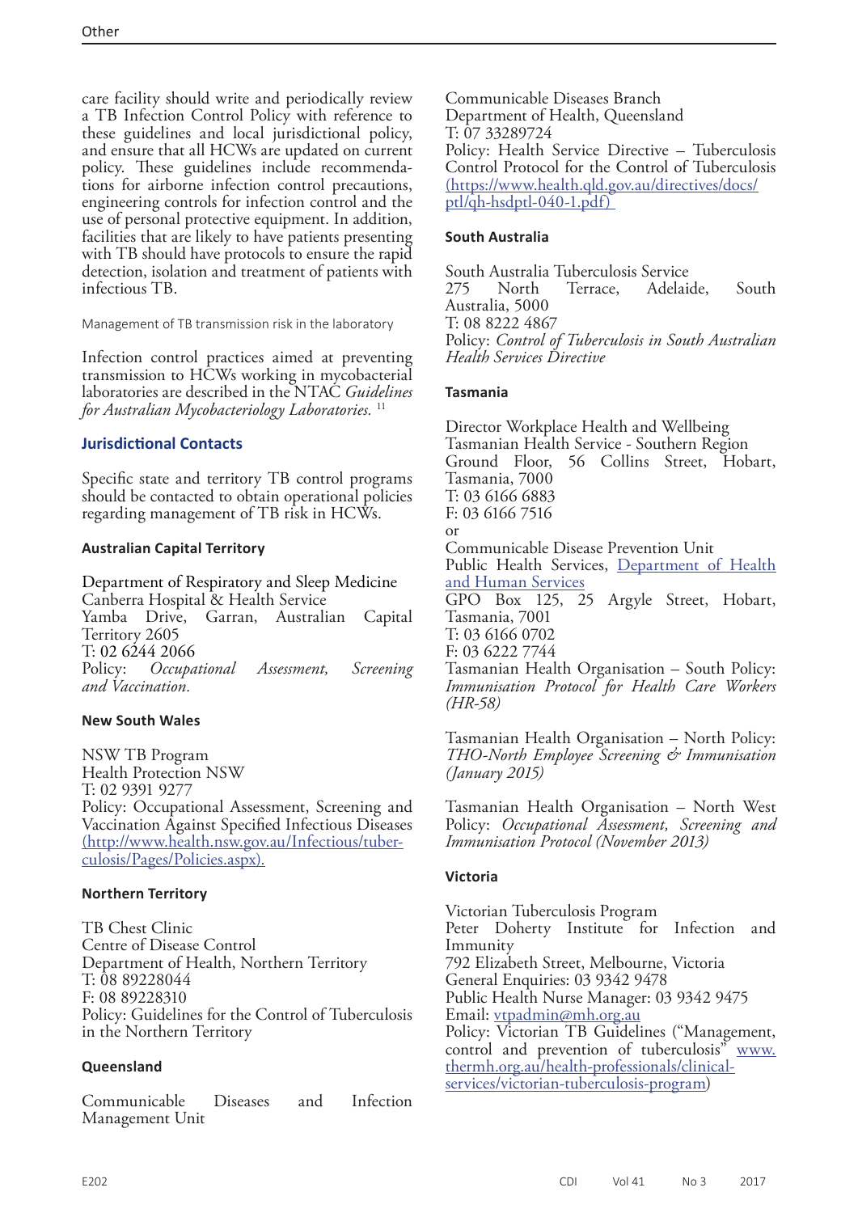care facility should write and periodically review a TB Infection Control Policy with reference to these guidelines and local jurisdictional policy, and ensure that all HCWs are updated on current policy. These guidelines include recommendations for airborne infection control precautions, engineering controls for infection control and the use of personal protective equipment. In addition, facilities that are likely to have patients presenting with TB should have protocols to ensure the rapid detection, isolation and treatment of patients with infectious TB.

Management of TB transmission risk in the laboratory

Infection control practices aimed at preventing transmission to HCWs working in mycobacterial laboratories are described in the NTAC *Guidelines for Australian Mycobacteriology Laboratories.* [11]

## Jurisdictional Contacts

Specific state and territory TB control programs should be contacted to obtain operational policies regarding management of TB risk in HCWs.

### Australian Capital Territory

Department of Respiratory and Sleep Medicine
Canberra Hospital & Health Service
Yamba Drive, Garran, Australian Capital Territory 2605
T: 02 6244 2066
Policy: *Occupational Assessment, Screening and Vaccination.*

### New South Wales

NSW TB Program
Health Protection NSW
T: 02 9391 9277
Policy: Occupational Assessment, Screening and Vaccination Against Specified Infectious Diseases (http://www.health.nsw.gov.au/Infectious/tuberculosis/Pages/Policies.aspx).

### Northern Territory

TB Chest Clinic
Centre of Disease Control
Department of Health, Northern Territory
T: 08 89228044
F: 08 89228310
Policy: Guidelines for the Control of Tuberculosis in the Northern Territory

### Queensland

Communicable Diseases and Infection Management Unit
Communicable Diseases Branch
Department of Health, Queensland
T: 07 33289724
Policy: Health Service Directive – Tuberculosis Control Protocol for the Control of Tuberculosis (https://www.health.qld.gov.au/directives/docs/ptl/qh-hsdptl-040-1.pdf)

### South Australia

South Australia Tuberculosis Service
275 North Terrace, Adelaide, South Australia, 5000
T: 08 8222 4867
Policy: *Control of Tuberculosis in South Australian Health Services Directive*

### Tasmania

Director Workplace Health and Wellbeing
Tasmanian Health Service - Southern Region
Ground Floor, 56 Collins Street, Hobart, Tasmania, 7000
T: 03 6166 6883
F: 03 6166 7516
or
Communicable Disease Prevention Unit
Public Health Services, Department of Health and Human Services
GPO Box 125, 25 Argyle Street, Hobart, Tasmania, 7001
T: 03 6166 0702
F: 03 6222 7744
Tasmanian Health Organisation – South Policy: *Immunisation Protocol for Health Care Workers (HR-58)*

Tasmanian Health Organisation – North Policy: *THO-North Employee Screening & Immunisation (January 2015)*

Tasmanian Health Organisation – North West Policy: *Occupational Assessment, Screening and Immunisation Protocol (November 2013)*

### Victoria

Victorian Tuberculosis Program
Peter Doherty Institute for Infection and Immunity
792 Elizabeth Street, Melbourne, Victoria
General Enquiries: 03 9342 9478
Public Health Nurse Manager: 03 9342 9475
Email: vtpadmin@mh.org.au
Policy: Victorian TB Guidelines ("Management, control and prevention of tuberculosis" www.thermh.org.au/health-professionals/clinical-services/victorian-tuberculosis-program)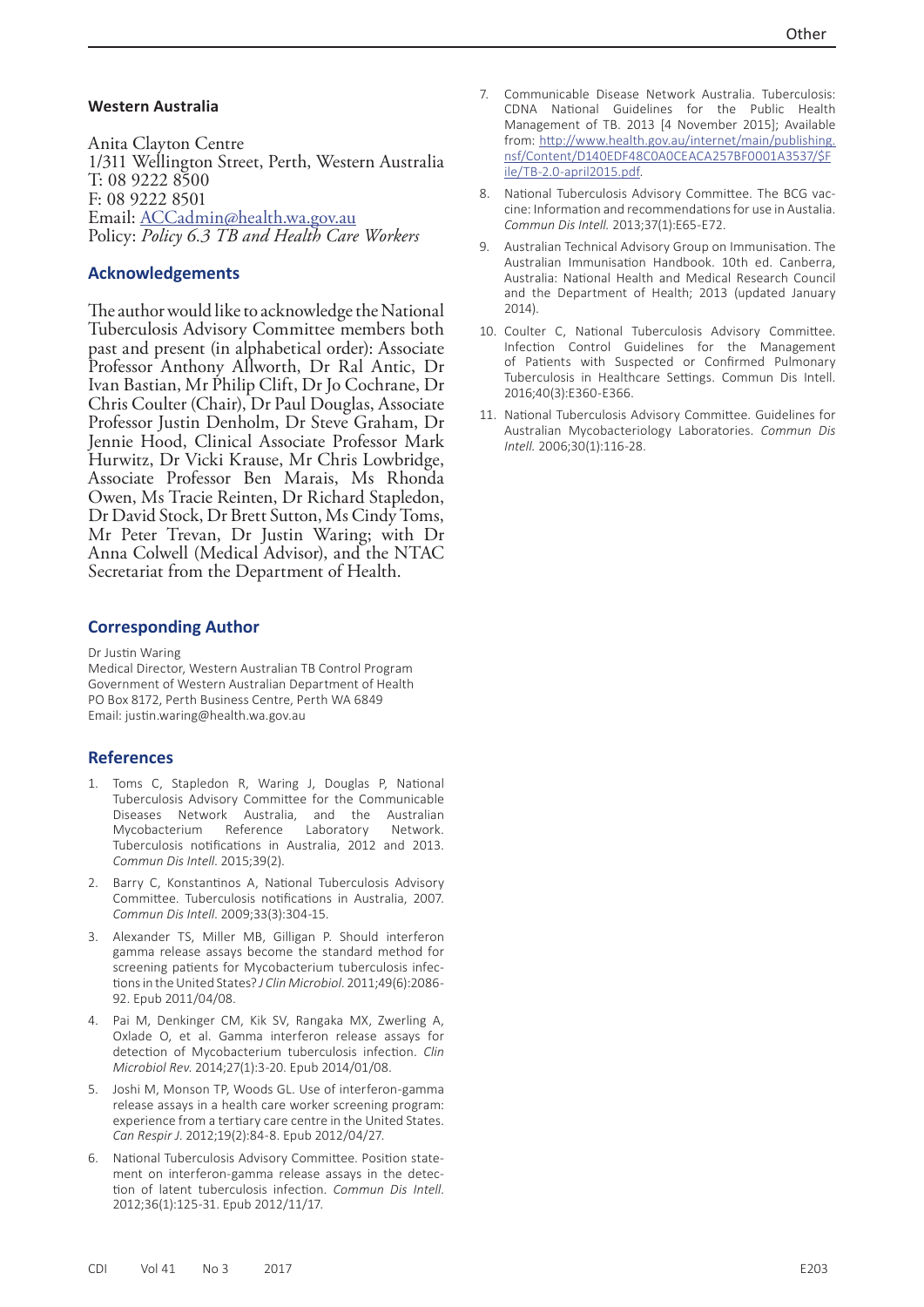**Western Australia**

Anita Clayton Centre
1/311 Wellington Street, Perth, Western Australia
T: 08 9222 8500
F: 08 9222 8501
Email: ACCadmin@health.wa.gov.au
Policy: *Policy 6.3 TB and Health Care Workers*

## Acknowledgements

The author would like to acknowledge the National Tuberculosis Advisory Committee members both past and present (in alphabetical order): Associate Professor Anthony Allworth, Dr Ral Antic, Dr Ivan Bastian, Mr Philip Clift, Dr Jo Cochrane, Dr Chris Coulter (Chair), Dr Paul Douglas, Associate Professor Justin Denholm, Dr Steve Graham, Dr Jennie Hood, Clinical Associate Professor Mark Hurwitz, Dr Vicki Krause, Mr Chris Lowbridge, Associate Professor Ben Marais, Ms Rhonda Owen, Ms Tracie Reinten, Dr Richard Stapledon, Dr David Stock, Dr Brett Sutton, Ms Cindy Toms, Mr Peter Trevan, Dr Justin Waring; with Dr Anna Colwell (Medical Advisor), and the NTAC Secretariat from the Department of Health.

## Corresponding Author

Dr Justin Waring
Medical Director, Western Australian TB Control Program
Government of Western Australian Department of Health
PO Box 8172, Perth Business Centre, Perth WA 6849
Email: justin.waring@health.wa.gov.au

## References

1. Toms C, Stapledon R, Waring J, Douglas P, National Tuberculosis Advisory Committee for the Communicable Diseases Network Australia, and the Australian Mycobacterium Reference Laboratory Network. Tuberculosis notifications in Australia, 2012 and 2013. *Commun Dis Intell*. 2015;39(2).
2. Barry C, Konstantinos A, National Tuberculosis Advisory Committee. Tuberculosis notifications in Australia, 2007. *Commun Dis Intell*. 2009;33(3):304-15.
3. Alexander TS, Miller MB, Gilligan P. Should interferon gamma release assays become the standard method for screening patients for Mycobacterium tuberculosis infections in the United States? *J Clin Microbiol*. 2011;49(6):2086-92. Epub 2011/04/08.
4. Pai M, Denkinger CM, Kik SV, Rangaka MX, Zwerling A, Oxlade O, et al. Gamma interferon release assays for detection of Mycobacterium tuberculosis infection. *Clin Microbiol Rev*. 2014;27(1):3-20. Epub 2014/01/08.
5. Joshi M, Monson TP, Woods GL. Use of interferon-gamma release assays in a health care worker screening program: experience from a tertiary care centre in the United States. *Can Respir J*. 2012;19(2):84-8. Epub 2012/04/27.
6. National Tuberculosis Advisory Committee. Position statement on interferon-gamma release assays in the detection of latent tuberculosis infection. *Commun Dis Intell*. 2012;36(1):125-31. Epub 2012/11/17.
7. Communicable Disease Network Australia. Tuberculosis: CDNA National Guidelines for the Public Health Management of TB. 2013 [4 November 2015]; Available from: http://www.health.gov.au/internet/main/publishing.nsf/Content/D140EDF48C0A0CEACA257BF0001A3537/$File/TB-2.0-april2015.pdf.
8. National Tuberculosis Advisory Committee. The BCG vaccine: Information and recommendations for use in Austalia. *Commun Dis Intell*. 2013;37(1):E65-E72.
9. Australian Technical Advisory Group on Immunisation. The Australian Immunisation Handbook. 10th ed. Canberra, Australia: National Health and Medical Research Council and the Department of Health; 2013 (updated January 2014).
10. Coulter C, National Tuberculosis Advisory Committee. Infection Control Guidelines for the Management of Patients with Suspected or Confirmed Pulmonary Tuberculosis in Healthcare Settings. Commun Dis Intell. 2016;40(3):E360-E366.
11. National Tuberculosis Advisory Committee. Guidelines for Australian Mycobacteriology Laboratories. *Commun Dis Intell*. 2006;30(1):116-28.